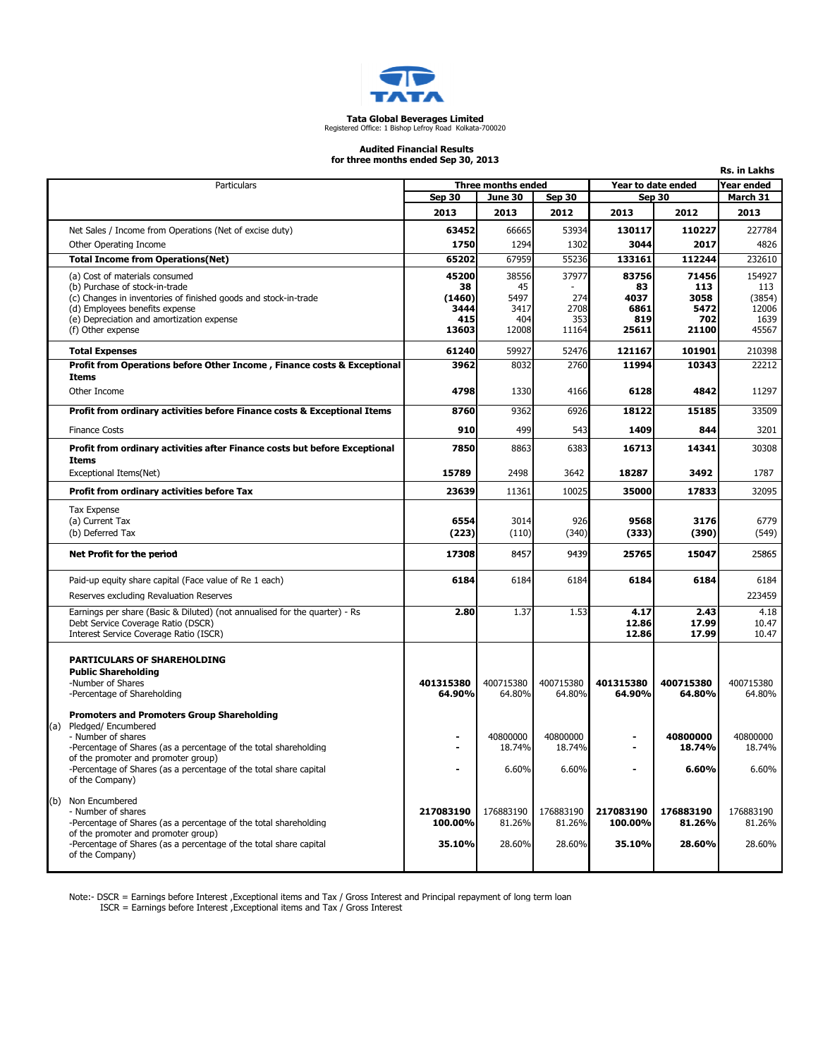**Tata Global Beverages Limited**
Registered Office: 1 Bishop Lefroy Road Kolkata-700020

**Audited Financial Results**
**for three months ended Sep 30, 2013**

**Rs. in Lakhs**

| Particulars | Three months ended | | | Year to date ended | | Year ended |
|---|---|---|---|---|---|---|
| | Sep 30 | June 30 | Sep 30 | Sep 30 | | March 31 |
| | 2013 | 2013 | 2012 | 2013 | 2012 | 2013 |
| Net Sales / Income from Operations (Net of excise duty) | **63452** | 66665 | 53934 | **130117** | **110227** | 227784 |
| Other Operating Income | **1750** | 1294 | 1302 | **3044** | **2017** | 4826 |
| **Total Income from Operations(Net)** | **65202** | 67959 | 55236 | **133161** | **112244** | 232610 |
| (a) Cost of materials consumed | **45200** | 38556 | 37977 | **83756** | **71456** | 154927 |
| (b) Purchase of stock-in-trade | **38** | 45 | - | **83** | **113** | 113 |
| (c) Changes in inventories of finished goods and stock-in-trade | **(1460)** | 5497 | 274 | **4037** | **3058** | (3854) |
| (d) Employees benefits expense | **3444** | 3417 | 2708 | **6861** | **5472** | 12006 |
| (e) Depreciation and amortization expense | **415** | 404 | 353 | **819** | **702** | 1639 |
| (f) Other expense | **13603** | 12008 | 11164 | **25611** | **21100** | 45567 |
| **Total Expenses** | **61240** | 59927 | 52476 | **121167** | **101901** | 210398 |
| **Profit from Operations before Other Income , Finance costs & Exceptional Items** | **3962** | 8032 | 2760 | **11994** | **10343** | 22212 |
| Other Income | **4798** | 1330 | 4166 | **6128** | **4842** | 11297 |
| **Profit from ordinary activities before Finance costs & Exceptional Items** | **8760** | 9362 | 6926 | **18122** | **15185** | 33509 |
| Finance Costs | **910** | 499 | 543 | **1409** | **844** | 3201 |
| **Profit from ordinary activities after Finance costs but before Exceptional Items** | **7850** | 8863 | 6383 | **16713** | **14341** | 30308 |
| Exceptional Items(Net) | **15789** | 2498 | 3642 | **18287** | **3492** | 1787 |
| **Profit from ordinary activities before Tax** | **23639** | 11361 | 10025 | **35000** | **17833** | 32095 |
| Tax Expense | | | | | | |
| (a) Current Tax | **6554** | 3014 | 926 | **9568** | **3176** | 6779 |
| (b) Deferred Tax | **(223)** | (110) | (340) | **(333)** | **(390)** | (549) |
| **Net Profit for the period** | **17308** | 8457 | 9439 | **25765** | **15047** | 25865 |
| Paid-up equity share capital (Face value of Re 1 each) | **6184** | 6184 | 6184 | **6184** | **6184** | 6184 |
| Reserves excluding Revaluation Reserves | | | | | | 223459 |
| Earnings per share (Basic & Diluted) (not annualised for the quarter) - Rs | **2.80** | 1.37 | 1.53 | **4.17** | **2.43** | 4.18 |
| Debt Service Coverage Ratio (DSCR) | | | | **12.86** | **17.99** | 10.47 |
| Interest Service Coverage Ratio (ISCR) | | | | **12.86** | **17.99** | 10.47 |
| **PARTICULARS OF SHAREHOLDING** | | | | | | |
| **Public Shareholding** | | | | | | |
| -Number of Shares | **401315380** | 400715380 | 400715380 | **401315380** | **400715380** | 400715380 |
| -Percentage of Shareholding | **64.90%** | 64.80% | 64.80% | **64.90%** | **64.80%** | 64.80% |
| **Promoters and Promoters Group Shareholding** | | | | | | |
| (a) Pledged/ Encumbered | | | | | | |
| - Number of shares | **-** | 40800000 | 40800000 | **-** | **40800000** | 40800000 |
| -Percentage of Shares (as a percentage of the total shareholding of the promoter and promoter group) | **-** | 18.74% | 18.74% | **-** | **18.74%** | 18.74% |
| -Percentage of Shares (as a percentage of the total share capital of the Company) | **-** | 6.60% | 6.60% | **-** | **6.60%** | 6.60% |
| (b) Non Encumbered | | | | | | |
| - Number of shares | **217083190** | 176883190 | 176883190 | **217083190** | **176883190** | 176883190 |
| -Percentage of Shares (as a percentage of the total shareholding of the promoter and promoter group) | **100.00%** | 81.26% | 81.26% | **100.00%** | **81.26%** | 81.26% |
| -Percentage of Shares (as a percentage of the total share capital of the Company) | **35.10%** | 28.60% | 28.60% | **35.10%** | **28.60%** | 28.60% |

Note:- DSCR = Earnings before Interest ,Exceptional items and Tax / Gross Interest and Principal repayment of long term loan
ISCR = Earnings before Interest ,Exceptional items and Tax / Gross Interest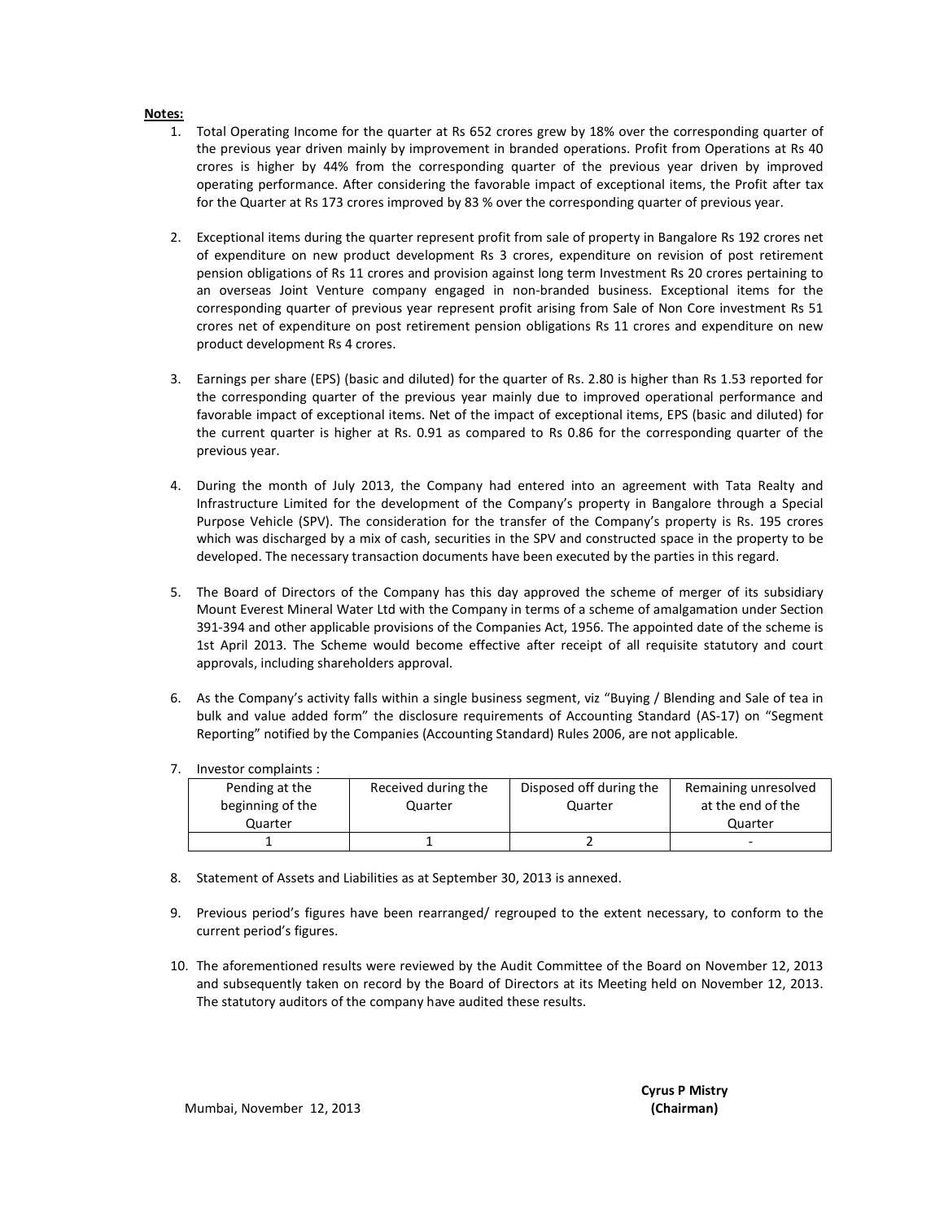**Notes:**

1. Total Operating Income for the quarter at Rs 652 crores grew by 18% over the corresponding quarter of the previous year driven mainly by improvement in branded operations. Profit from Operations at Rs 40 crores is higher by 44% from the corresponding quarter of the previous year driven by improved operating performance. After considering the favorable impact of exceptional items, the Profit after tax for the Quarter at Rs 173 crores improved by 83 % over the corresponding quarter of previous year.

2. Exceptional items during the quarter represent profit from sale of property in Bangalore Rs 192 crores net of expenditure on new product development Rs 3 crores, expenditure on revision of post retirement pension obligations of Rs 11 crores and provision against long term Investment Rs 20 crores pertaining to an overseas Joint Venture company engaged in non-branded business. Exceptional items for the corresponding quarter of previous year represent profit arising from Sale of Non Core investment Rs 51 crores net of expenditure on post retirement pension obligations Rs 11 crores and expenditure on new product development Rs 4 crores.

3. Earnings per share (EPS) (basic and diluted) for the quarter of Rs. 2.80 is higher than Rs 1.53 reported for the corresponding quarter of the previous year mainly due to improved operational performance and favorable impact of exceptional items. Net of the impact of exceptional items, EPS (basic and diluted) for the current quarter is higher at Rs. 0.91 as compared to Rs 0.86 for the corresponding quarter of the previous year.

4. During the month of July 2013, the Company had entered into an agreement with Tata Realty and Infrastructure Limited for the development of the Company's property in Bangalore through a Special Purpose Vehicle (SPV). The consideration for the transfer of the Company's property is Rs. 195 crores which was discharged by a mix of cash, securities in the SPV and constructed space in the property to be developed. The necessary transaction documents have been executed by the parties in this regard.

5. The Board of Directors of the Company has this day approved the scheme of merger of its subsidiary Mount Everest Mineral Water Ltd with the Company in terms of a scheme of amalgamation under Section 391-394 and other applicable provisions of the Companies Act, 1956. The appointed date of the scheme is 1st April 2013. The Scheme would become effective after receipt of all requisite statutory and court approvals, including shareholders approval.

6. As the Company's activity falls within a single business segment, viz "Buying / Blending and Sale of tea in bulk and value added form" the disclosure requirements of Accounting Standard (AS-17) on "Segment Reporting" notified by the Companies (Accounting Standard) Rules 2006, are not applicable.

7. Investor complaints :

| Pending at the beginning of the Quarter | Received during the Quarter | Disposed off during the Quarter | Remaining unresolved at the end of the Quarter |
|---|---|---|---|
| 1 | 1 | 2 | - |

8. Statement of Assets and Liabilities as at September 30, 2013 is annexed.

9. Previous period's figures have been rearranged/ regrouped to the extent necessary, to conform to the current period's figures.

10. The aforementioned results were reviewed by the Audit Committee of the Board on November 12, 2013 and subsequently taken on record by the Board of Directors at its Meeting held on November 12, 2013. The statutory auditors of the company have audited these results.

Mumbai, November 12, 2013

**Cyrus P Mistry**
**(Chairman)**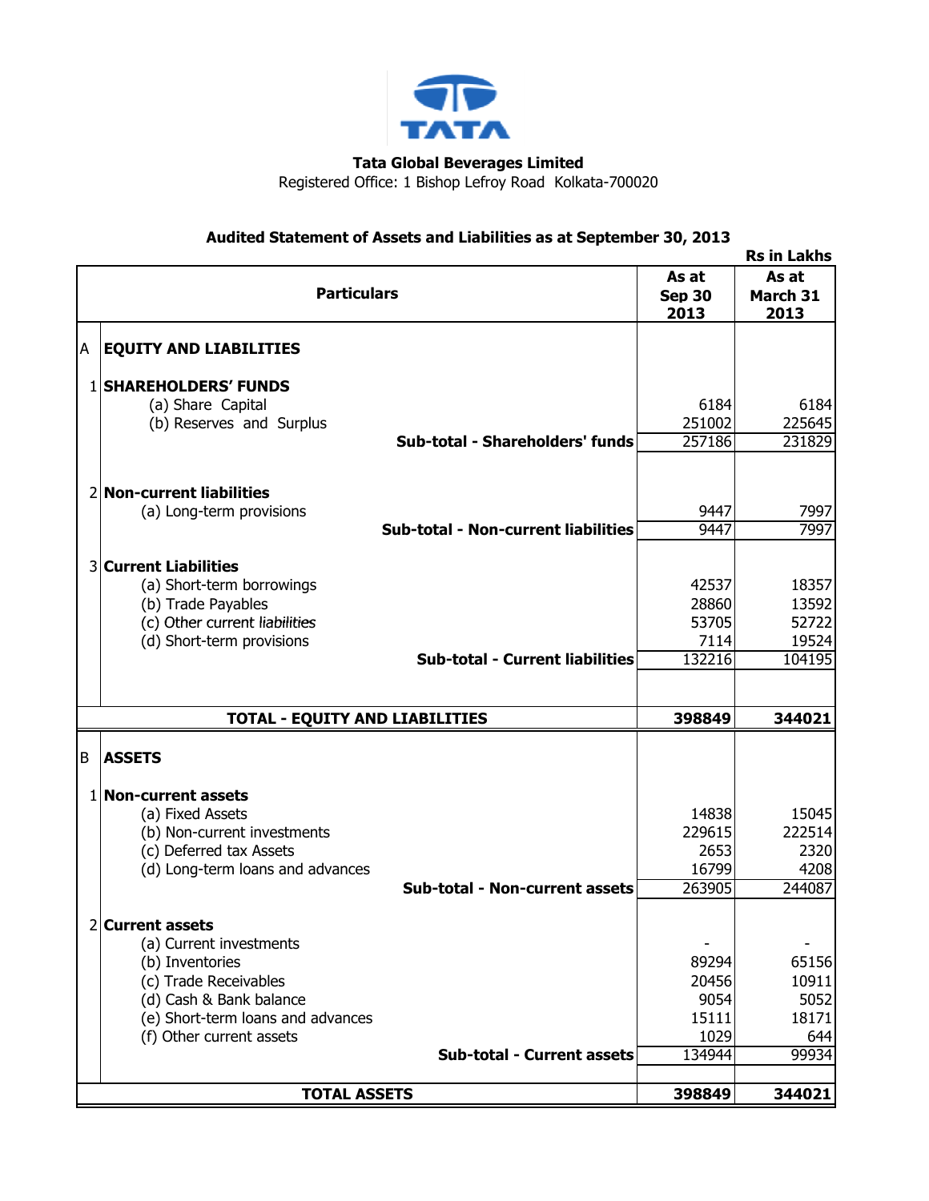**Tata Global Beverages Limited**

Registered Office: 1 Bishop Lefroy Road Kolkata-700020

## Audited Statement of Assets and Liabilities as at September 30, 2013

**Rs in Lakhs**

| | Particulars | As at Sep 30 2013 | As at March 31 2013 |
|---|---|---|---|
| A | **EQUITY AND LIABILITIES** | | |
| 1 | **SHAREHOLDERS' FUNDS** | | |
| | (a) Share Capital | 6184 | 6184 |
| | (b) Reserves and Surplus | 251002 | 225645 |
| | **Sub-total - Shareholders' funds** | 257186 | 231829 |
| 2 | **Non-current liabilities** | | |
| | (a) Long-term provisions | 9447 | 7997 |
| | **Sub-total - Non-current liabilities** | 9447 | 7997 |
| 3 | **Current Liabilities** | | |
| | (a) Short-term borrowings | 42537 | 18357 |
| | (b) Trade Payables | 28860 | 13592 |
| | (c) Other current liabilities | 53705 | 52722 |
| | (d) Short-term provisions | 7114 | 19524 |
| | **Sub-total - Current liabilities** | 132216 | 104195 |
| | **TOTAL - EQUITY AND LIABILITIES** | **398849** | **344021** |
| B | **ASSETS** | | |
| 1 | **Non-current assets** | | |
| | (a) Fixed Assets | 14838 | 15045 |
| | (b) Non-current investments | 229615 | 222514 |
| | (c) Deferred tax Assets | 2653 | 2320 |
| | (d) Long-term loans and advances | 16799 | 4208 |
| | **Sub-total - Non-current assets** | 263905 | 244087 |
| 2 | **Current assets** | | |
| | (a) Current investments | - | - |
| | (b) Inventories | 89294 | 65156 |
| | (c) Trade Receivables | 20456 | 10911 |
| | (d) Cash & Bank balance | 9054 | 5052 |
| | (e) Short-term loans and advances | 15111 | 18171 |
| | (f) Other current assets | 1029 | 644 |
| | **Sub-total - Current assets** | 134944 | 99934 |
| | **TOTAL ASSETS** | **398849** | **344021** |